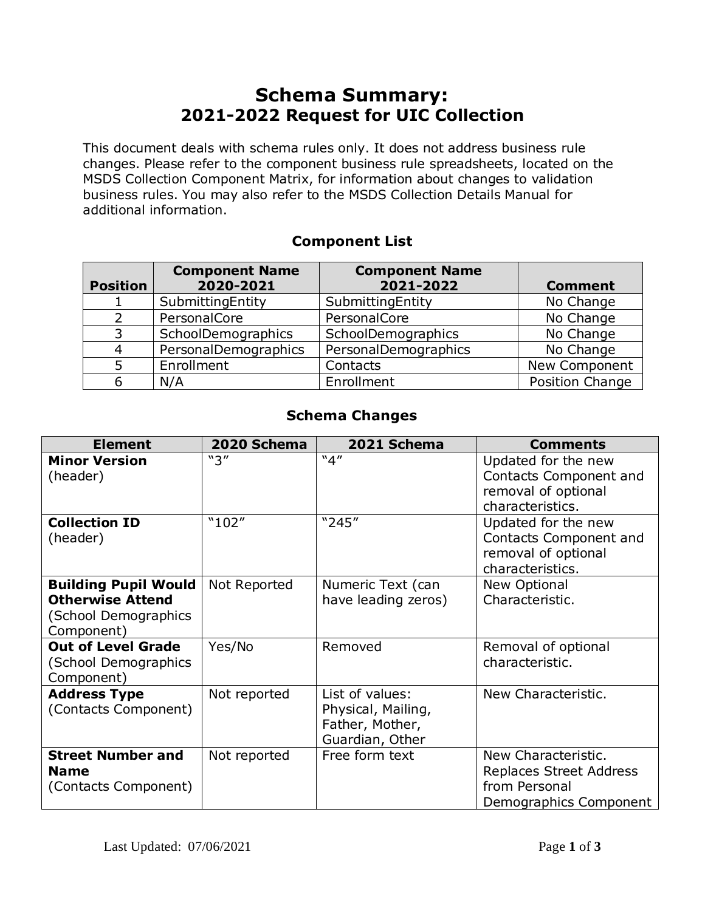# Schema Summary:
# 2021-2022 Request for UIC Collection

This document deals with schema rules only. It does not address business rule changes. Please refer to the component business rule spreadsheets, located on the MSDS Collection Component Matrix, for information about changes to validation business rules. You may also refer to the MSDS Collection Details Manual for additional information.

## Component List

| Position | Component Name 2020-2021 | Component Name 2021-2022 | Comment |
|---|---|---|---|
| 1 | SubmittingEntity | SubmittingEntity | No Change |
| 2 | PersonalCore | PersonalCore | No Change |
| 3 | SchoolDemographics | SchoolDemographics | No Change |
| 4 | PersonalDemographics | PersonalDemographics | No Change |
| 5 | Enrollment | Contacts | New Component |
| 6 | N/A | Enrollment | Position Change |

## Schema Changes

| Element | 2020 Schema | 2021 Schema | Comments |
|---|---|---|---|
| **Minor Version** (header) | "3" | "4" | Updated for the new Contacts Component and removal of optional characteristics. |
| **Collection ID** (header) | "102" | "245" | Updated for the new Contacts Component and removal of optional characteristics. |
| **Building Pupil Would Otherwise Attend** (School Demographics Component) | Not Reported | Numeric Text (can have leading zeros) | New Optional Characteristic. |
| **Out of Level Grade** (School Demographics Component) | Yes/No | Removed | Removal of optional characteristic. |
| **Address Type** (Contacts Component) | Not reported | List of values: Physical, Mailing, Father, Mother, Guardian, Other | New Characteristic. |
| **Street Number and Name** (Contacts Component) | Not reported | Free form text | New Characteristic. Replaces Street Address from Personal Demographics Component |

Last Updated: 07/06/2021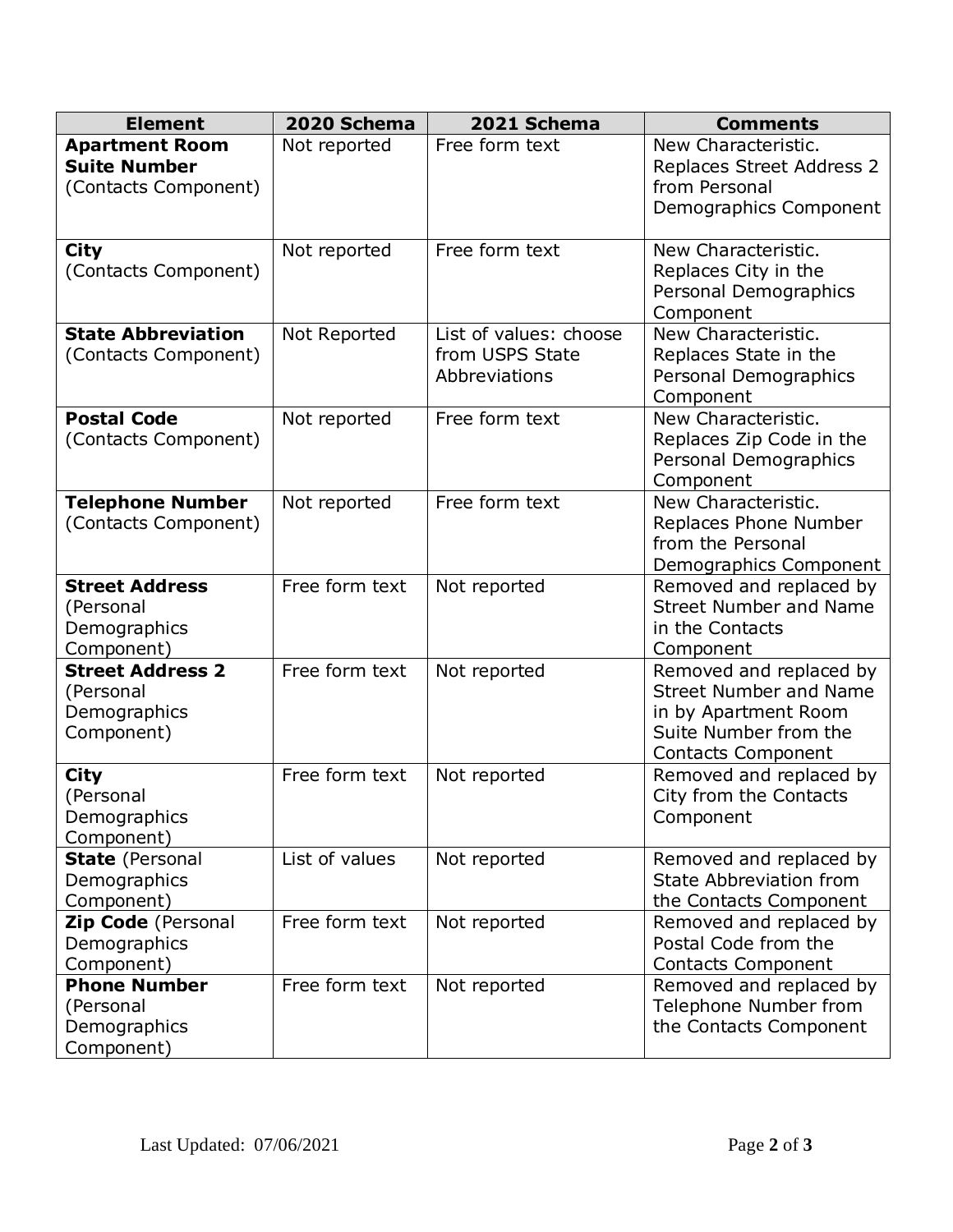| Element | 2020 Schema | 2021 Schema | Comments |
|---|---|---|---|
| **Apartment Room Suite Number** (Contacts Component) | Not reported | Free form text | New Characteristic. Replaces Street Address 2 from Personal Demographics Component |
| **City** (Contacts Component) | Not reported | Free form text | New Characteristic. Replaces City in the Personal Demographics Component |
| **State Abbreviation** (Contacts Component) | Not Reported | List of values: choose from USPS State Abbreviations | New Characteristic. Replaces State in the Personal Demographics Component |
| **Postal Code** (Contacts Component) | Not reported | Free form text | New Characteristic. Replaces Zip Code in the Personal Demographics Component |
| **Telephone Number** (Contacts Component) | Not reported | Free form text | New Characteristic. Replaces Phone Number from the Personal Demographics Component |
| **Street Address** (Personal Demographics Component) | Free form text | Not reported | Removed and replaced by Street Number and Name in the Contacts Component |
| **Street Address 2** (Personal Demographics Component) | Free form text | Not reported | Removed and replaced by Street Number and Name in by Apartment Room Suite Number from the Contacts Component |
| **City** (Personal Demographics Component) | Free form text | Not reported | Removed and replaced by City from the Contacts Component |
| **State** (Personal Demographics Component) | List of values | Not reported | Removed and replaced by State Abbreviation from the Contacts Component |
| **Zip Code** (Personal Demographics Component) | Free form text | Not reported | Removed and replaced by Postal Code from the Contacts Component |
| **Phone Number** (Personal Demographics Component) | Free form text | Not reported | Removed and replaced by Telephone Number from the Contacts Component |

Last Updated: 07/06/2021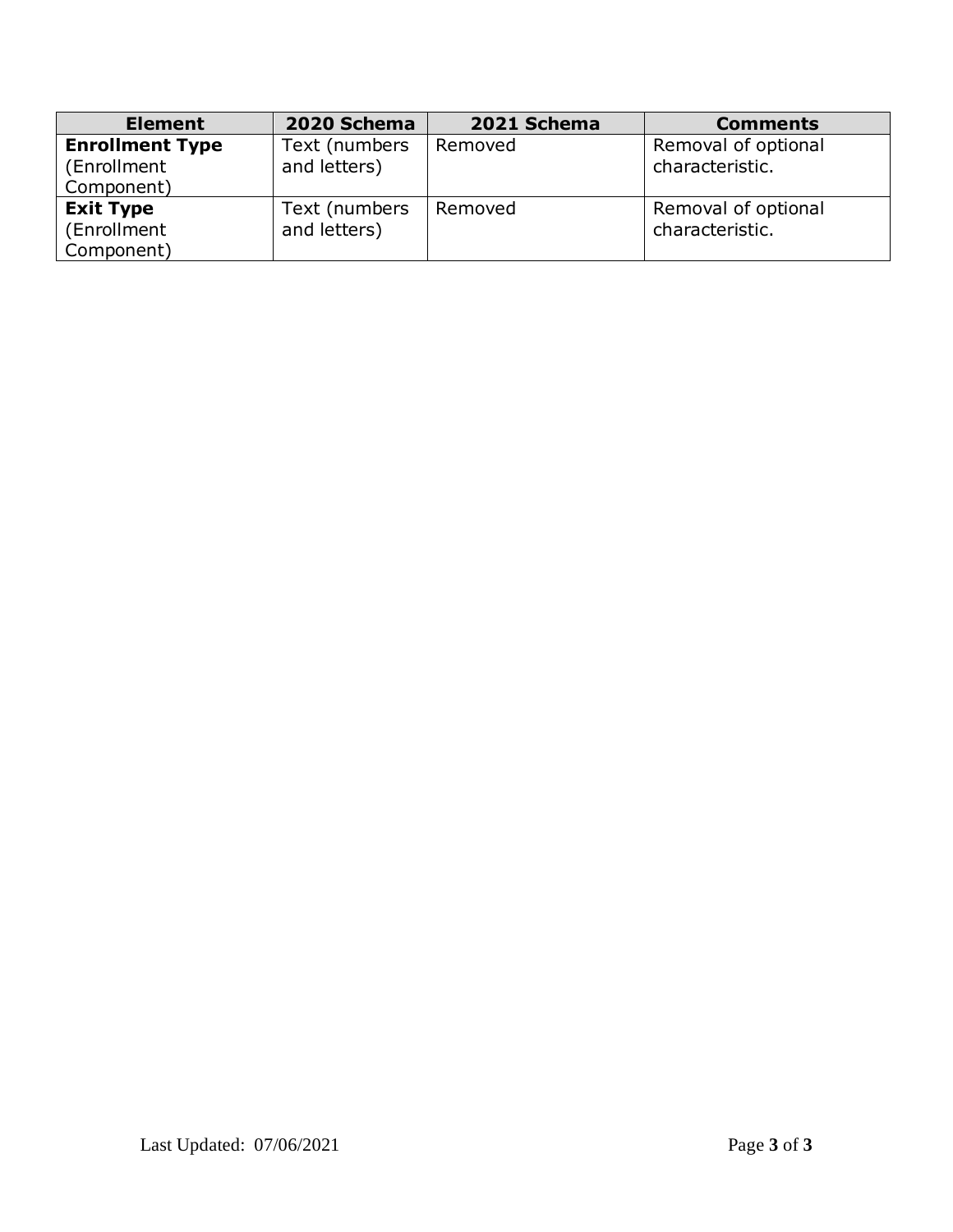| Element | 2020 Schema | 2021 Schema | Comments |
|---|---|---|---|
| **Enrollment Type** (Enrollment Component) | Text (numbers and letters) | Removed | Removal of optional characteristic. |
| **Exit Type** (Enrollment Component) | Text (numbers and letters) | Removed | Removal of optional characteristic. |

Last Updated: 07/06/2021